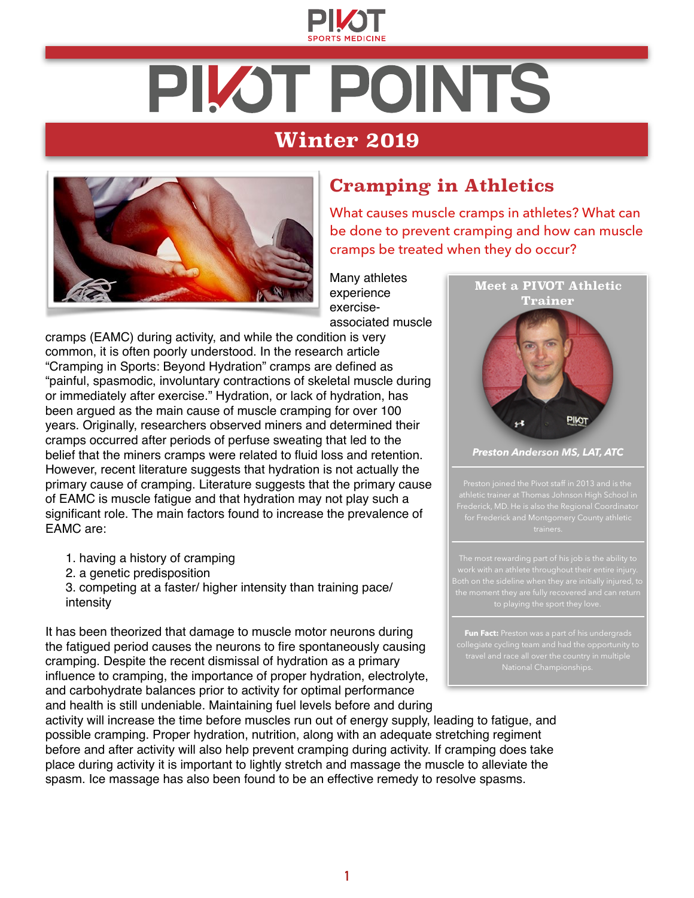# PIVOT POINTS

## Winter 2019

## Cramping in Athletics

What causes muscle cramps in athletes? What can be done to prevent cramping and how can muscle cramps be treated when they do occur?

Many athletes experience exercise-associated muscle cramps (EAMC) during activity, and while the condition is very common, it is often poorly understood. In the research article "Cramping in Sports: Beyond Hydration" cramps are defined as "painful, spasmodic, involuntary contractions of skeletal muscle during or immediately after exercise." Hydration, or lack of hydration, has been argued as the main cause of muscle cramping for over 100 years. Originally, researchers observed miners and determined their cramps occurred after periods of perfuse sweating that led to the belief that the miners cramps were related to fluid loss and retention. However, recent literature suggests that hydration is not actually the primary cause of cramping. Literature suggests that the primary cause of EAMC is muscle fatigue and that hydration may not play such a significant role. The main factors found to increase the prevalence of EAMC are:

1. having a history of cramping
2. a genetic predisposition
3. competing at a faster/ higher intensity than training pace/ intensity

It has been theorized that damage to muscle motor neurons during the fatigued period causes the neurons to fire spontaneously causing cramping. Despite the recent dismissal of hydration as a primary influence to cramping, the importance of proper hydration, electrolyte, and carbohydrate balances prior to activity for optimal performance and health is still undeniable. Maintaining fuel levels before and during activity will increase the time before muscles run out of energy supply, leading to fatigue, and possible cramping. Proper hydration, nutrition, along with an adequate stretching regiment before and after activity will also help prevent cramping during activity. If cramping does take place during activity it is important to lightly stretch and massage the muscle to alleviate the spasm. Ice massage has also been found to be an effective remedy to resolve spasms.

### Meet a PIVOT Athletic Trainer

***Preston Anderson MS, LAT, ATC***

Preston joined the Pivot staff in 2013 and is the athletic trainer at Thomas Johnson High School in Frederick, MD. He is also the Regional Coordinator for Frederick and Montgomery County athletic trainers.

The most rewarding part of his job is the ability to work with an athlete throughout their entire injury. Both on the sideline when they are initially injured, to the moment they are fully recovered and can return to playing the sport they love.

**Fun Fact:** Preston was a part of his undergrads collegiate cycling team and had the opportunity to travel and race all over the country in multiple National Championships.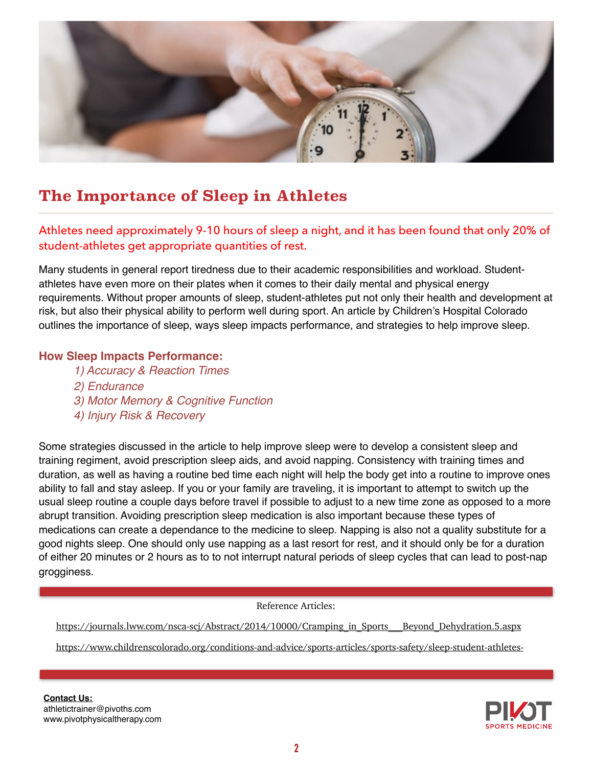## The Importance of Sleep in Athletes

Athletes need approximately 9-10 hours of sleep a night, and it has been found that only 20% of student-athletes get appropriate quantities of rest.

Many students in general report tiredness due to their academic responsibilities and workload. Student-athletes have even more on their plates when it comes to their daily mental and physical energy requirements. Without proper amounts of sleep, student-athletes put not only their health and development at risk, but also their physical ability to perform well during sport. An article by Children's Hospital Colorado outlines the importance of sleep, ways sleep impacts performance, and strategies to help improve sleep.

### How Sleep Impacts Performance:

*1) Accuracy & Reaction Times*
*2) Endurance*
*3) Motor Memory & Cognitive Function*
*4) Injury Risk & Recovery*

Some strategies discussed in the article to help improve sleep were to develop a consistent sleep and training regiment, avoid prescription sleep aids, and avoid napping. Consistency with training times and duration, as well as having a routine bed time each night will help the body get into a routine to improve ones ability to fall and stay asleep. If you or your family are traveling, it is important to attempt to switch up the usual sleep routine a couple days before travel if possible to adjust to a new time zone as opposed to a more abrupt transition. Avoiding prescription sleep medication is also important because these types of medications can create a dependance to the medicine to sleep. Napping is also not a quality substitute for a good nights sleep. One should only use napping as a last resort for rest, and it should only be for a duration of either 20 minutes or 2 hours as to to not interrupt natural periods of sleep cycles that can lead to post-nap grogginess.

Reference Articles:

https://journals.lww.com/nsca-scj/Abstract/2014/10000/Cramping_in_Sports___Beyond_Dehydration.5.aspx

https://www.childrenscolorado.org/conditions-and-advice/sports-articles/sports-safety/sleep-student-athletes-

**Contact Us:**
athletictrainer@pivoths.com
www.pivotphysicaltherapy.com

PIVOT SPORTS MEDICINE